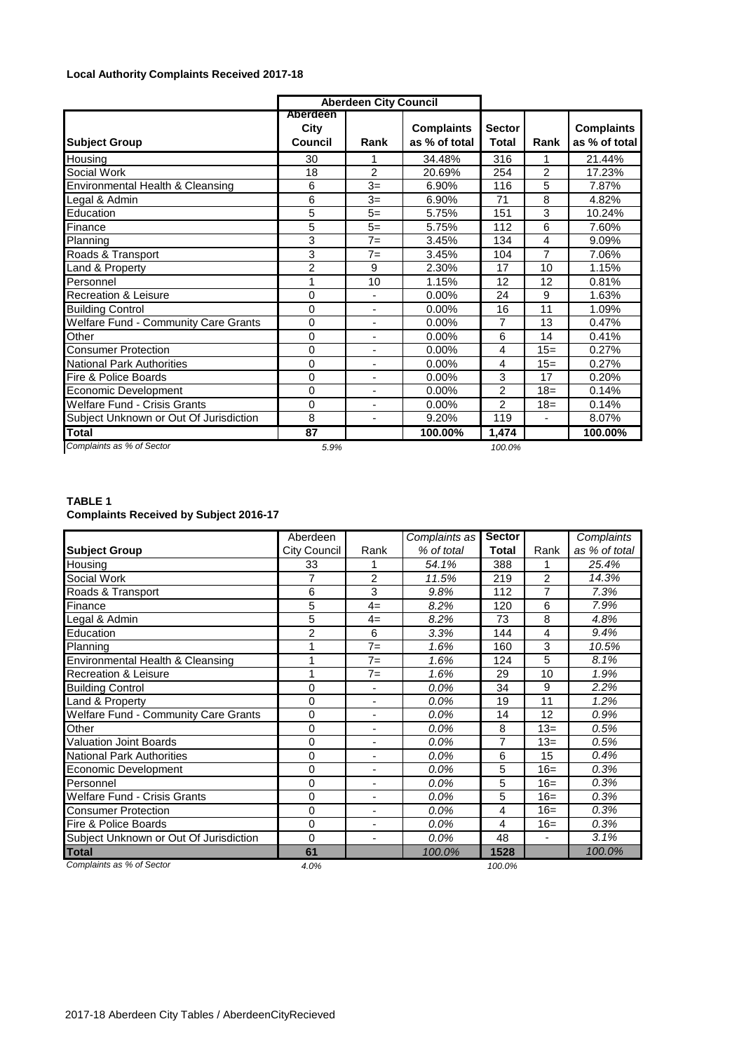**Local Authority Complaints Received 2017-18**

| | Aberdeen City Council | | | | | |
|---|---|---|---|---|---|---|
| **Subject Group** | **Aberdeen City Council** | **Rank** | **Complaints as % of total** | **Sector Total** | **Rank** | **Complaints as % of total** |
| Housing | 30 | 1 | 34.48% | 316 | 1 | 21.44% |
| Social Work | 18 | 2 | 20.69% | 254 | 2 | 17.23% |
| Environmental Health & Cleansing | 6 | 3= | 6.90% | 116 | 5 | 7.87% |
| Legal & Admin | 6 | 3= | 6.90% | 71 | 8 | 4.82% |
| Education | 5 | 5= | 5.75% | 151 | 3 | 10.24% |
| Finance | 5 | 5= | 5.75% | 112 | 6 | 7.60% |
| Planning | 3 | 7= | 3.45% | 134 | 4 | 9.09% |
| Roads & Transport | 3 | 7= | 3.45% | 104 | 7 | 7.06% |
| Land & Property | 2 | 9 | 2.30% | 17 | 10 | 1.15% |
| Personnel | 1 | 10 | 1.15% | 12 | 12 | 0.81% |
| Recreation & Leisure | 0 | - | 0.00% | 24 | 9 | 1.63% |
| Building Control | 0 | - | 0.00% | 16 | 11 | 1.09% |
| Welfare Fund - Community Care Grants | 0 | - | 0.00% | 7 | 13 | 0.47% |
| Other | 0 | - | 0.00% | 6 | 14 | 0.41% |
| Consumer Protection | 0 | - | 0.00% | 4 | 15= | 0.27% |
| National Park Authorities | 0 | - | 0.00% | 4 | 15= | 0.27% |
| Fire & Police Boards | 0 | - | 0.00% | 3 | 17 | 0.20% |
| Economic Development | 0 | - | 0.00% | 2 | 18= | 0.14% |
| Welfare Fund - Crisis Grants | 0 | - | 0.00% | 2 | 18= | 0.14% |
| Subject Unknown or Out Of Jurisdiction | 8 | - | 9.20% | 119 | - | 8.07% |
| **Total** | **87** | | **100.00%** | **1,474** | | **100.00%** |
| *Complaints as % of Sector* | *5.9%* | | | *100.0%* | | |

**TABLE 1**
**Complaints Received by Subject 2016-17**

| **Subject Group** | Aberdeen City Council | Rank | *Complaints as % of total* | **Sector Total** | Rank | *Complaints as % of total* |
|---|---|---|---|---|---|---|
| Housing | 33 | 1 | *54.1%* | 388 | 1 | *25.4%* |
| Social Work | 7 | 2 | *11.5%* | 219 | 2 | *14.3%* |
| Roads & Transport | 6 | 3 | *9.8%* | 112 | 7 | *7.3%* |
| Finance | 5 | 4= | *8.2%* | 120 | 6 | *7.9%* |
| Legal & Admin | 5 | 4= | *8.2%* | 73 | 8 | *4.8%* |
| Education | 2 | 6 | *3.3%* | 144 | 4 | *9.4%* |
| Planning | 1 | 7= | *1.6%* | 160 | 3 | *10.5%* |
| Environmental Health & Cleansing | 1 | 7= | *1.6%* | 124 | 5 | *8.1%* |
| Recreation & Leisure | 1 | 7= | *1.6%* | 29 | 10 | *1.9%* |
| Building Control | 0 | - | *0.0%* | 34 | 9 | *2.2%* |
| Land & Property | 0 | - | *0.0%* | 19 | 11 | *1.2%* |
| Welfare Fund - Community Care Grants | 0 | - | *0.0%* | 14 | 12 | *0.9%* |
| Other | 0 | - | *0.0%* | 8 | 13= | *0.5%* |
| Valuation Joint Boards | 0 | - | *0.0%* | 7 | 13= | *0.5%* |
| National Park Authorities | 0 | - | *0.0%* | 6 | 15 | *0.4%* |
| Economic Development | 0 | - | *0.0%* | 5 | 16= | *0.3%* |
| Personnel | 0 | - | *0.0%* | 5 | 16= | *0.3%* |
| Welfare Fund - Crisis Grants | 0 | - | *0.0%* | 5 | 16= | *0.3%* |
| Consumer Protection | 0 | - | *0.0%* | 4 | 16= | *0.3%* |
| Fire & Police Boards | 0 | - | *0.0%* | 4 | 16= | *0.3%* |
| Subject Unknown or Out Of Jurisdiction | 0 | - | *0.0%* | 48 | - | *3.1%* |
| **Total** | **61** | | *100.0%* | **1528** | | *100.0%* |
| *Complaints as % of Sector* | *4.0%* | | | *100.0%* | | |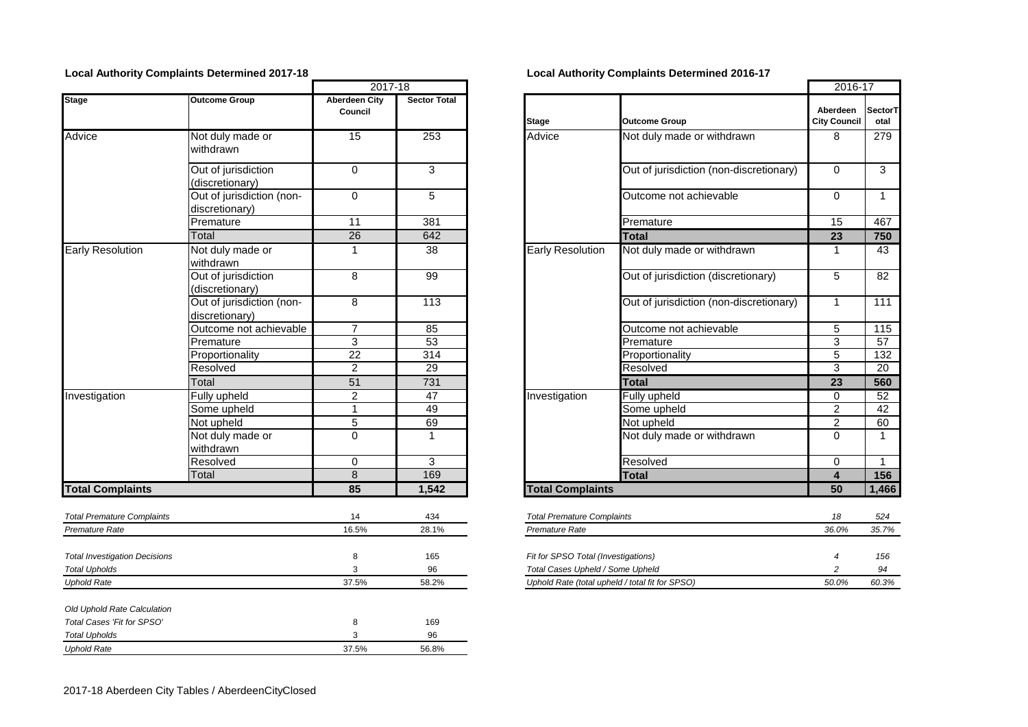**Local Authority Complaints Determined 2017-18**

| Stage | Outcome Group | 2017-18 Aberdeen City Council | 2017-18 Sector Total |
|---|---|---|---|
| Advice | Not duly made or withdrawn | 15 | 253 |
| | Out of jurisdiction (discretionary) | 0 | 3 |
| | Out of jurisdiction (non-discretionary) | 0 | 5 |
| | Premature | 11 | 381 |
| | Total | 26 | 642 |
| Early Resolution | Not duly made or withdrawn | 1 | 38 |
| | Out of jurisdiction (discretionary) | 8 | 99 |
| | Out of jurisdiction (non-discretionary) | 8 | 113 |
| | Outcome not achievable | 7 | 85 |
| | Premature | 3 | 53 |
| | Proportionality | 22 | 314 |
| | Resolved | 2 | 29 |
| | Total | 51 | 731 |
| Investigation | Fully upheld | 2 | 47 |
| | Some upheld | 1 | 49 |
| | Not upheld | 5 | 69 |
| | Not duly made or withdrawn | 0 | 1 |
| | Resolved | 0 | 3 |
| | Total | 8 | 169 |
| **Total Complaints** | | **85** | **1,542** |

| | Aberdeen City Council | Sector Total |
|---|---|---|
| *Total Premature Complaints* | 14 | 434 |
| *Premature Rate* | 16.5% | 28.1% |
| *Total Investigation Decisions* | 8 | 165 |
| *Total Upholds* | 3 | 96 |
| *Uphold Rate* | 37.5% | 58.2% |
| *Old Uphold Rate Calculation* | | |
| *Total Cases 'Fit for SPSO'* | 8 | 169 |
| *Total Upholds* | 3 | 96 |
| *Uphold Rate* | 37.5% | 56.8% |

**Local Authority Complaints Determined 2016-17**

| Stage | Outcome Group | 2016-17 Aberdeen City Council | 2016-17 SectorTotal |
|---|---|---|---|
| Advice | Not duly made or withdrawn | 8 | 279 |
| | Out of jurisdiction (non-discretionary) | 0 | 3 |
| | Outcome not achievable | 0 | 1 |
| | Premature | 15 | 467 |
| | **Total** | **23** | **750** |
| Early Resolution | Not duly made or withdrawn | 1 | 43 |
| | Out of jurisdiction (discretionary) | 5 | 82 |
| | Out of jurisdiction (non-discretionary) | 1 | 111 |
| | Outcome not achievable | 5 | 115 |
| | Premature | 3 | 57 |
| | Proportionality | 5 | 132 |
| | Resolved | 3 | 20 |
| | **Total** | **23** | **560** |
| Investigation | Fully upheld | 0 | 52 |
| | Some upheld | 2 | 42 |
| | Not upheld | 2 | 60 |
| | Not duly made or withdrawn | 0 | 1 |
| | Resolved | 0 | 1 |
| | **Total** | **4** | **156** |
| **Total Complaints** | | **50** | **1,466** |

| | Aberdeen City Council | SectorTotal |
|---|---|---|
| *Total Premature Complaints* | *18* | *524* |
| *Premature Rate* | *36.0%* | *35.7%* |
| *Fit for SPSO Total (Investigations)* | *4* | *156* |
| *Total Cases Upheld / Some Upheld* | *2* | *94* |
| *Uphold Rate (total upheld / total fit for SPSO)* | *50.0%* | *60.3%* |

2017-18 Aberdeen City Tables / AberdeenCityClosed